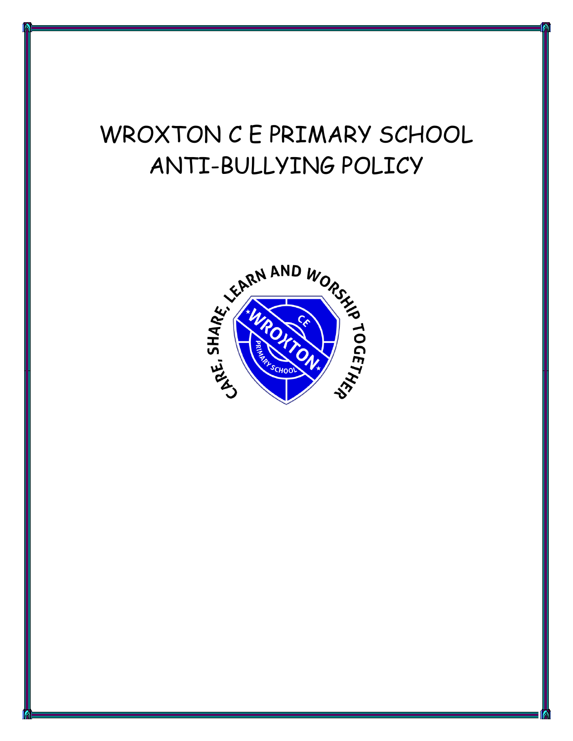# WROXTON C E PRIMARY SCHOOL
# ANTI-BULLYING POLICY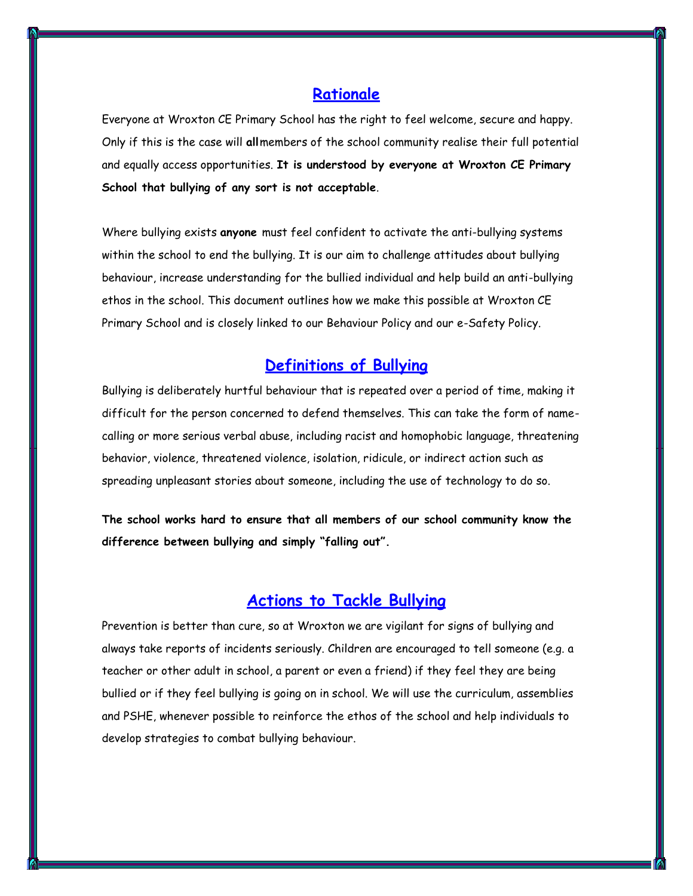## Rationale

Everyone at Wroxton CE Primary School has the right to feel welcome, secure and happy. Only if this is the case will **all** members of the school community realise their full potential and equally access opportunities. **It is understood by everyone at Wroxton CE Primary School that bullying of any sort is not acceptable**.

Where bullying exists **anyone** must feel confident to activate the anti-bullying systems within the school to end the bullying. It is our aim to challenge attitudes about bullying behaviour, increase understanding for the bullied individual and help build an anti-bullying ethos in the school. This document outlines how we make this possible at Wroxton CE Primary School and is closely linked to our Behaviour Policy and our e-Safety Policy.

## Definitions of Bullying

Bullying is deliberately hurtful behaviour that is repeated over a period of time, making it difficult for the person concerned to defend themselves. This can take the form of name-calling or more serious verbal abuse, including racist and homophobic language, threatening behavior, violence, threatened violence, isolation, ridicule, or indirect action such as spreading unpleasant stories about someone, including the use of technology to do so.

**The school works hard to ensure that all members of our school community know the difference between bullying and simply "falling out".**

## Actions to Tackle Bullying

Prevention is better than cure, so at Wroxton we are vigilant for signs of bullying and always take reports of incidents seriously. Children are encouraged to tell someone (e.g. a teacher or other adult in school, a parent or even a friend) if they feel they are being bullied or if they feel bullying is going on in school. We will use the curriculum, assemblies and PSHE, whenever possible to reinforce the ethos of the school and help individuals to develop strategies to combat bullying behaviour.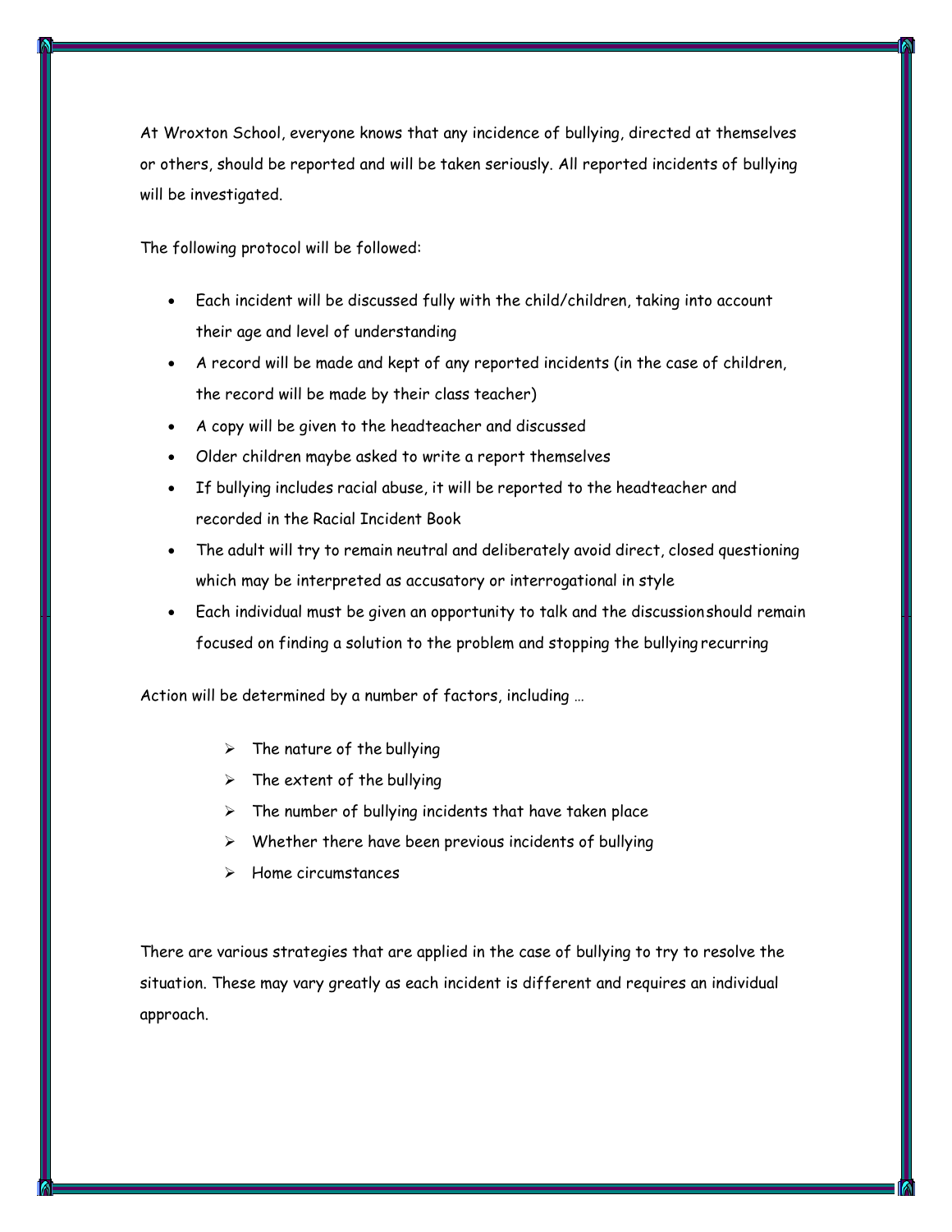At Wroxton School, everyone knows that any incidence of bullying, directed at themselves or others, should be reported and will be taken seriously. All reported incidents of bullying will be investigated.

The following protocol will be followed:

- Each incident will be discussed fully with the child/children, taking into account their age and level of understanding
- A record will be made and kept of any reported incidents (in the case of children, the record will be made by their class teacher)
- A copy will be given to the headteacher and discussed
- Older children maybe asked to write a report themselves
- If bullying includes racial abuse, it will be reported to the headteacher and recorded in the Racial Incident Book
- The adult will try to remain neutral and deliberately avoid direct, closed questioning which may be interpreted as accusatory or interrogational in style
- Each individual must be given an opportunity to talk and the discussion should remain focused on finding a solution to the problem and stopping the bullying recurring

Action will be determined by a number of factors, including …

- The nature of the bullying
- The extent of the bullying
- The number of bullying incidents that have taken place
- Whether there have been previous incidents of bullying
- Home circumstances

There are various strategies that are applied in the case of bullying to try to resolve the situation. These may vary greatly as each incident is different and requires an individual approach.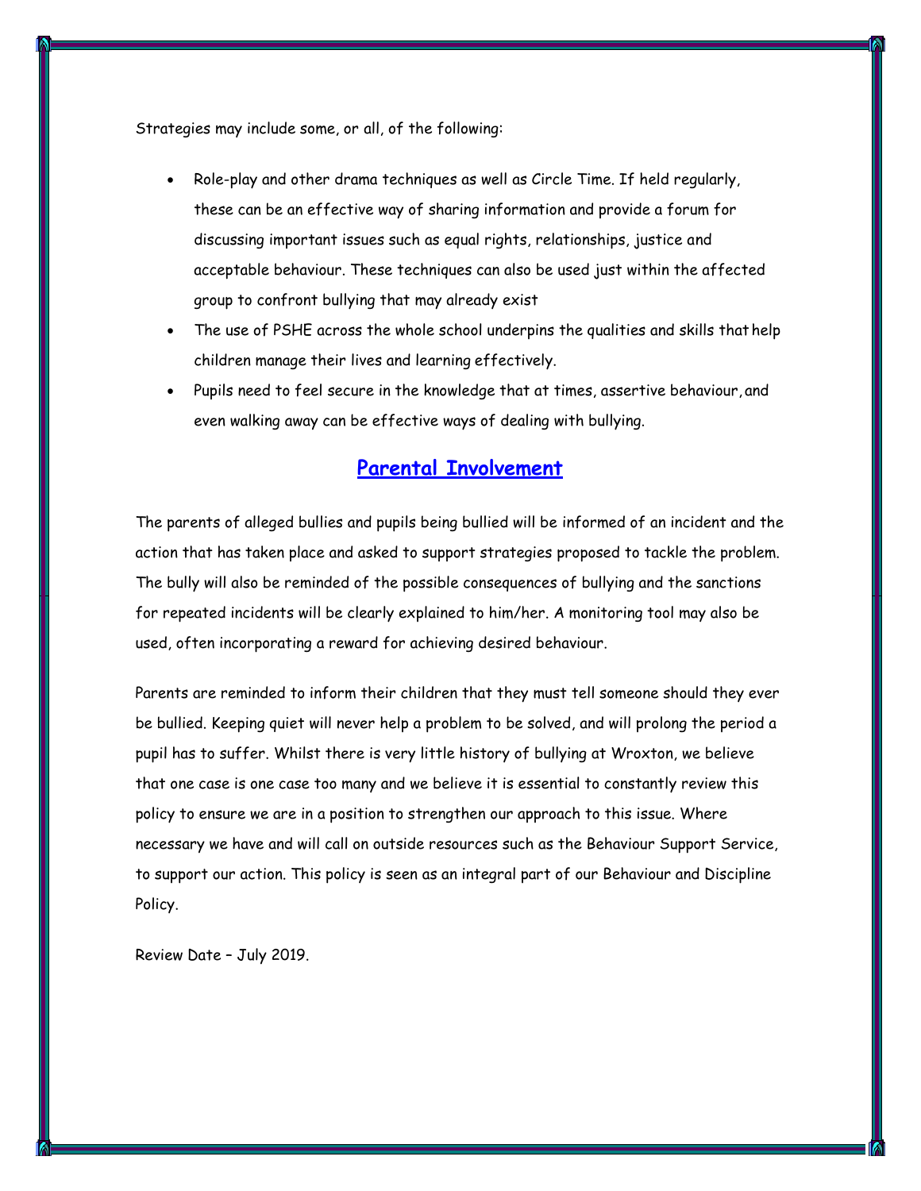Strategies may include some, or all, of the following:

- Role-play and other drama techniques as well as Circle Time. If held regularly, these can be an effective way of sharing information and provide a forum for discussing important issues such as equal rights, relationships, justice and acceptable behaviour. These techniques can also be used just within the affected group to confront bullying that may already exist
- The use of PSHE across the whole school underpins the qualities and skills that help children manage their lives and learning effectively.
- Pupils need to feel secure in the knowledge that at times, assertive behaviour, and even walking away can be effective ways of dealing with bullying.

## Parental Involvement

The parents of alleged bullies and pupils being bullied will be informed of an incident and the action that has taken place and asked to support strategies proposed to tackle the problem. The bully will also be reminded of the possible consequences of bullying and the sanctions for repeated incidents will be clearly explained to him/her. A monitoring tool may also be used, often incorporating a reward for achieving desired behaviour.

Parents are reminded to inform their children that they must tell someone should they ever be bullied. Keeping quiet will never help a problem to be solved, and will prolong the period a pupil has to suffer. Whilst there is very little history of bullying at Wroxton, we believe that one case is one case too many and we believe it is essential to constantly review this policy to ensure we are in a position to strengthen our approach to this issue. Where necessary we have and will call on outside resources such as the Behaviour Support Service, to support our action. This policy is seen as an integral part of our Behaviour and Discipline Policy.

Review Date – July 2019.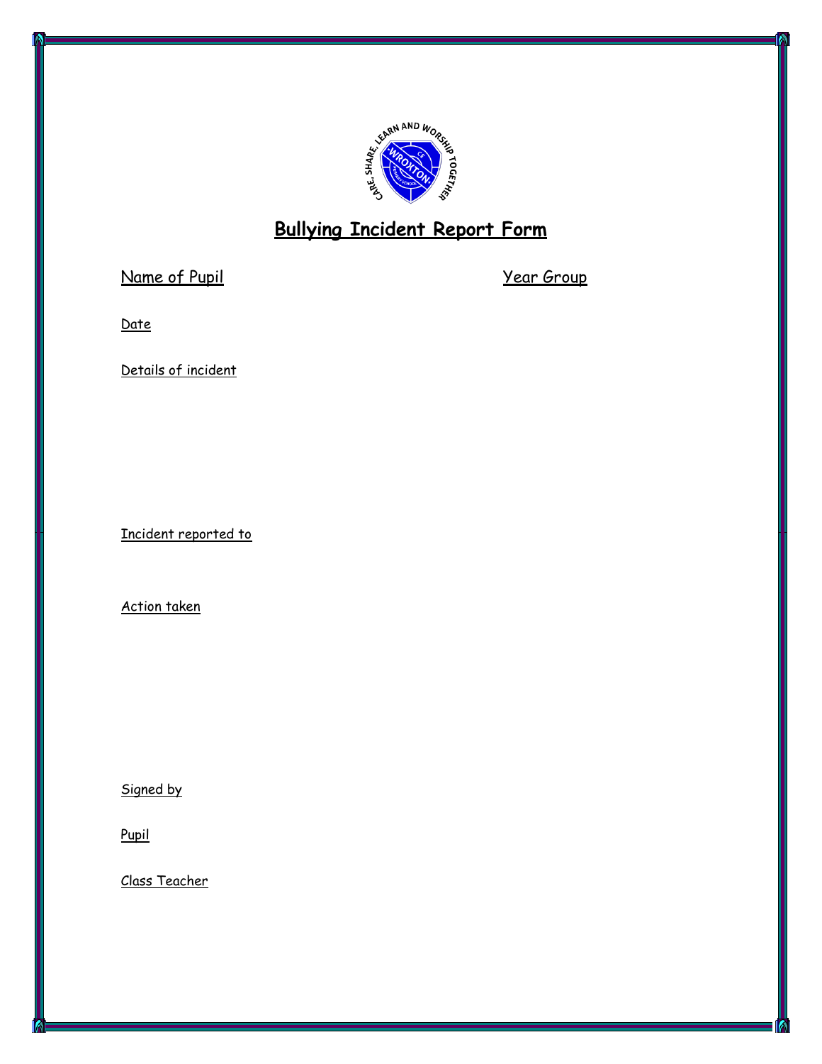# Bullying Incident Report Form

Name of Pupil Year Group

Date

Details of incident

Incident reported to

Action taken

Signed by

Pupil

Class Teacher